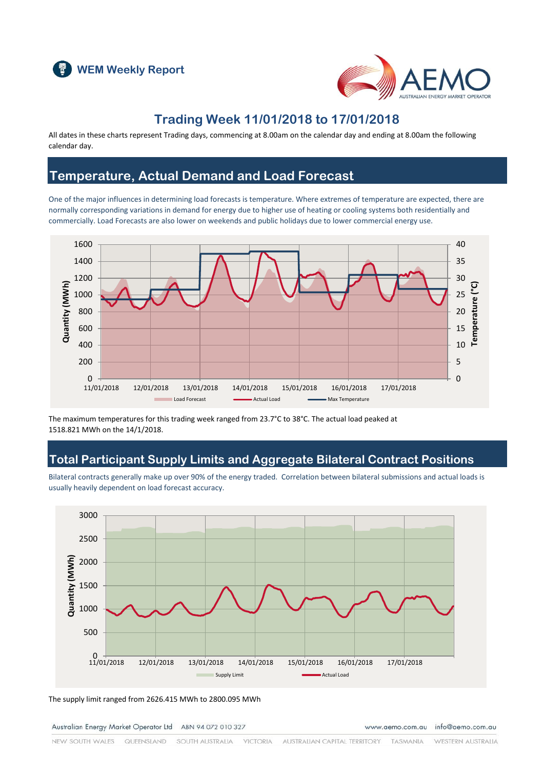# WEM Weekly Report

## Trading Week 11/01/2018 to 17/01/2018

All dates in these charts represent Trading days, commencing at 8.00am on the calendar day and ending at 8.00am the following calendar day.

## Temperature, Actual Demand and Load Forecast

One of the major influences in determining load forecasts is temperature. Where extremes of temperature are expected, there are normally corresponding variations in demand for energy due to higher use of heating or cooling systems both residentially and commercially. Load Forecasts are also lower on weekends and public holidays due to lower commercial energy use.

The maximum temperatures for this trading week ranged from 23.7°C to 38°C. The actual load peaked at 1518.821 MWh on the 14/1/2018.

## Total Participant Supply Limits and Aggregate Bilateral Contract Positions

Bilateral contracts generally make up over 90% of the energy traded. Correlation between bilateral submissions and actual loads is usually heavily dependent on load forecast accuracy.

The supply limit ranged from 2626.415 MWh to 2800.095 MWh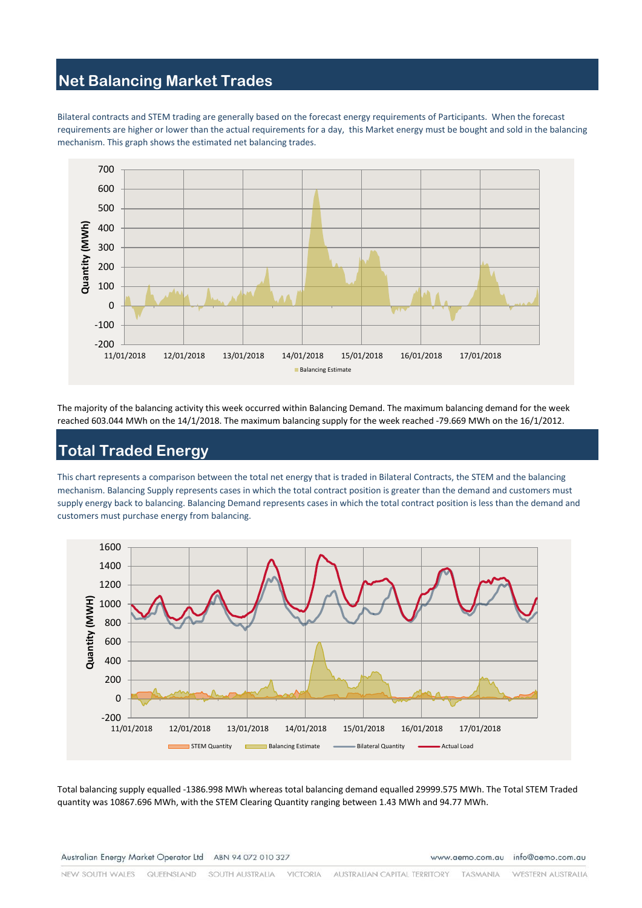## Net Balancing Market Trades

Bilateral contracts and STEM trading are generally based on the forecast energy requirements of Participants. When the forecast requirements are higher or lower than the actual requirements for a day, this Market energy must be bought and sold in the balancing mechanism. This graph shows the estimated net balancing trades.

The majority of the balancing activity this week occurred within Balancing Demand. The maximum balancing demand for the week reached 603.044 MWh on the 14/1/2018. The maximum balancing supply for the week reached -79.669 MWh on the 16/1/2012.

## Total Traded Energy

This chart represents a comparison between the total net energy that is traded in Bilateral Contracts, the STEM and the balancing mechanism. Balancing Supply represents cases in which the total contract position is greater than the demand and customers must supply energy back to balancing. Balancing Demand represents cases in which the total contract position is less than the demand and customers must purchase energy from balancing.

Total balancing supply equalled -1386.998 MWh whereas total balancing demand equalled 29999.575 MWh. The Total STEM Traded quantity was 10867.696 MWh, with the STEM Clearing Quantity ranging between 1.43 MWh and 94.77 MWh.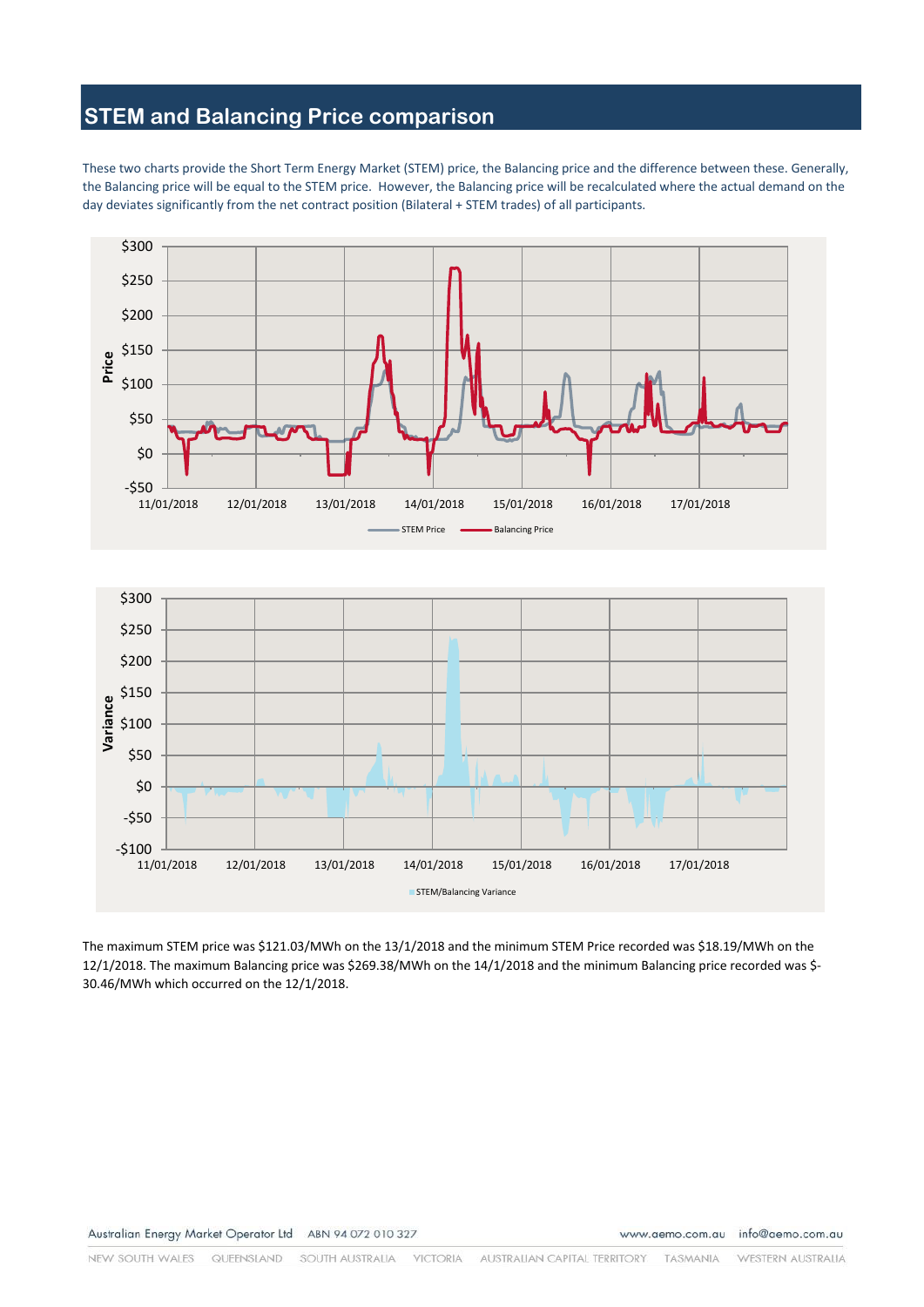## STEM and Balancing Price comparison

These two charts provide the Short Term Energy Market (STEM) price, the Balancing price and the difference between these. Generally, the Balancing price will be equal to the STEM price. However, the Balancing price will be recalculated where the actual demand on the day deviates significantly from the net contract position (Bilateral + STEM trades) of all participants.

Price

$300
$250
$200
$150
$100
$50
$0
-$50

11/01/2018 12/01/2018 13/01/2018 14/01/2018 15/01/2018 16/01/2018 17/01/2018

STEM Price
Balancing Price

Variance

$300
$250
$200
$150
$100
$50
$0
-$50
-$100

11/01/2018 12/01/2018 13/01/2018 14/01/2018 15/01/2018 16/01/2018 17/01/2018

STEM/Balancing Variance

The maximum STEM price was $121.03/MWh on the 13/1/2018 and the minimum STEM Price recorded was $18.19/MWh on the 12/1/2018. The maximum Balancing price was $269.38/MWh on the 14/1/2018 and the minimum Balancing price recorded was $-30.46/MWh which occurred on the 12/1/2018.